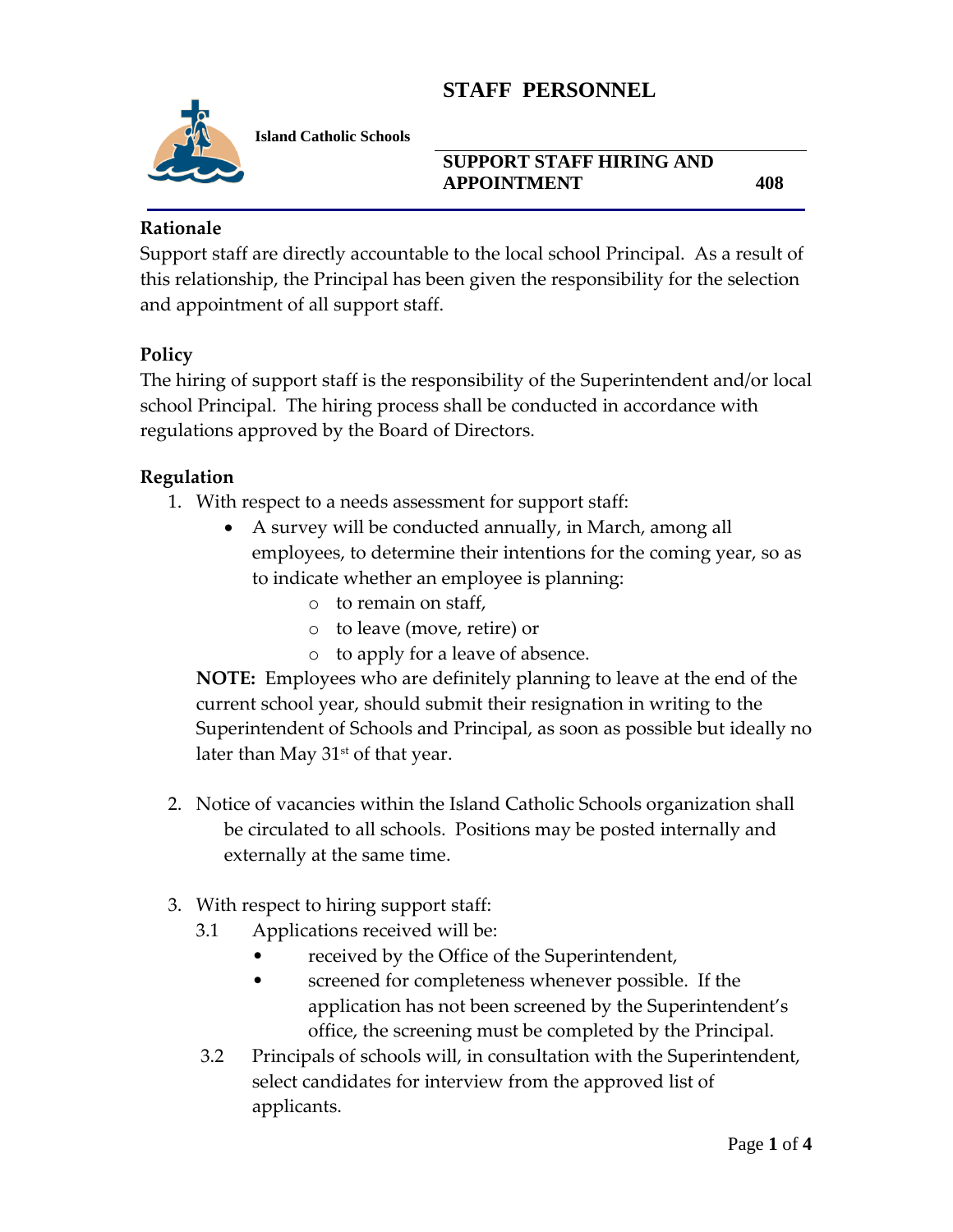# STAFF PERSONNEL

**Island Catholic Schools**

**SUPPORT STAFF HIRING AND APPOINTMENT** **408**

## Rationale

Support staff are directly accountable to the local school Principal. As a result of this relationship, the Principal has been given the responsibility for the selection and appointment of all support staff.

## Policy

The hiring of support staff is the responsibility of the Superintendent and/or local school Principal. The hiring process shall be conducted in accordance with regulations approved by the Board of Directors.

## Regulation

1. With respect to a needs assessment for support staff:
   - A survey will be conducted annually, in March, among all employees, to determine their intentions for the coming year, so as to indicate whether an employee is planning:
     - to remain on staff,
     - to leave (move, retire) or
     - to apply for a leave of absence.

   **NOTE:** Employees who are definitely planning to leave at the end of the current school year, should submit their resignation in writing to the Superintendent of Schools and Principal, as soon as possible but ideally no later than May 31st of that year.

2. Notice of vacancies within the Island Catholic Schools organization shall be circulated to all schools. Positions may be posted internally and externally at the same time.

3. With respect to hiring support staff:

   3.1 Applications received will be:
   - received by the Office of the Superintendent,
   - screened for completeness whenever possible. If the application has not been screened by the Superintendent's office, the screening must be completed by the Principal.

   3.2 Principals of schools will, in consultation with the Superintendent, select candidates for interview from the approved list of applicants.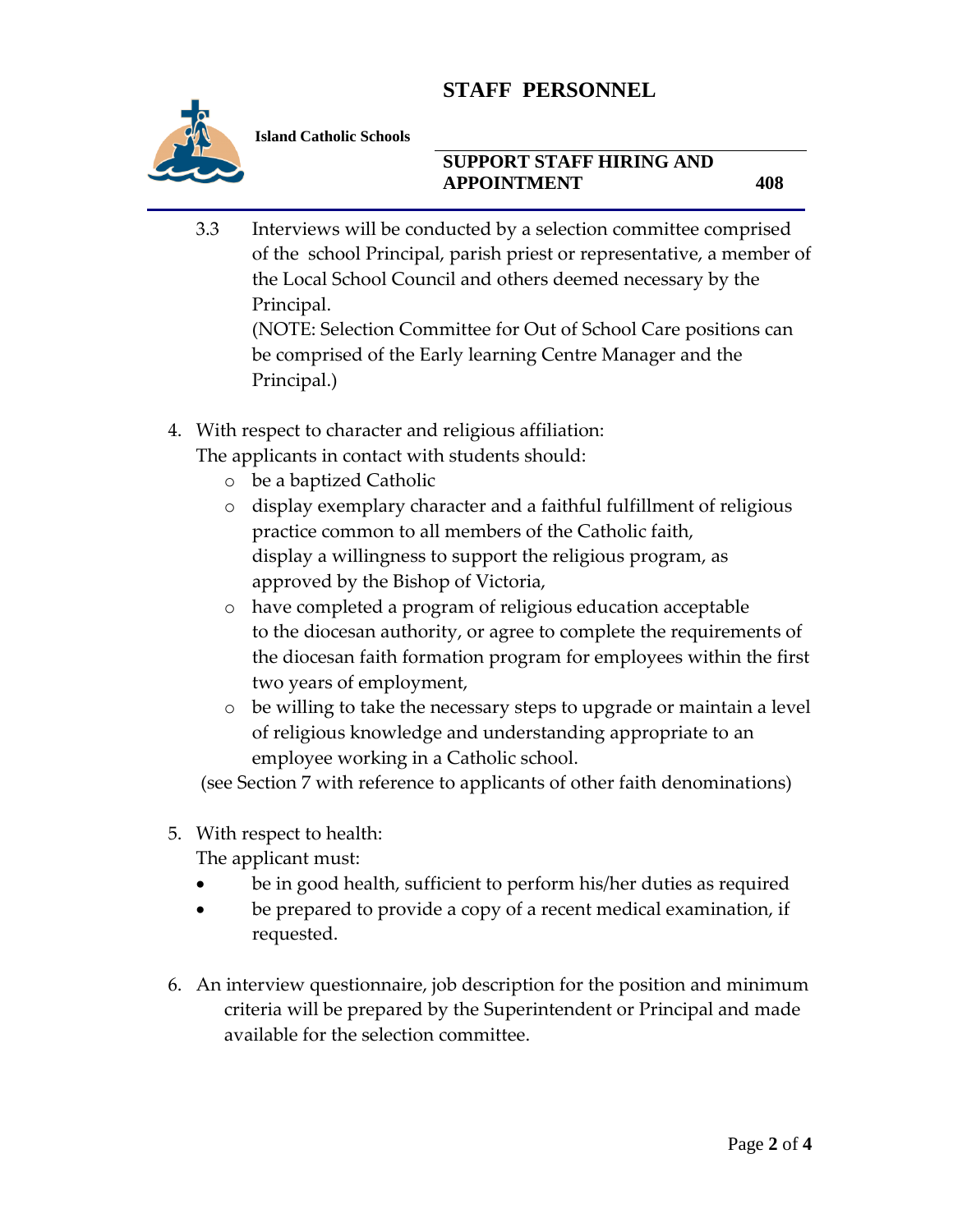3.3 Interviews will be conducted by a selection committee comprised of the school Principal, parish priest or representative, a member of the Local School Council and others deemed necessary by the Principal.
(NOTE: Selection Committee for Out of School Care positions can be comprised of the Early learning Centre Manager and the Principal.)

4. With respect to character and religious affiliation:
   The applicants in contact with students should:
   - be a baptized Catholic
   - display exemplary character and a faithful fulfillment of religious practice common to all members of the Catholic faith, display a willingness to support the religious program, as approved by the Bishop of Victoria,
   - have completed a program of religious education acceptable to the diocesan authority, or agree to complete the requirements of the diocesan faith formation program for employees within the first two years of employment,
   - be willing to take the necessary steps to upgrade or maintain a level of religious knowledge and understanding appropriate to an employee working in a Catholic school.

   (see Section 7 with reference to applicants of other faith denominations)

5. With respect to health:
   The applicant must:
   - be in good health, sufficient to perform his/her duties as required
   - be prepared to provide a copy of a recent medical examination, if requested.

6. An interview questionnaire, job description for the position and minimum criteria will be prepared by the Superintendent or Principal and made available for the selection committee.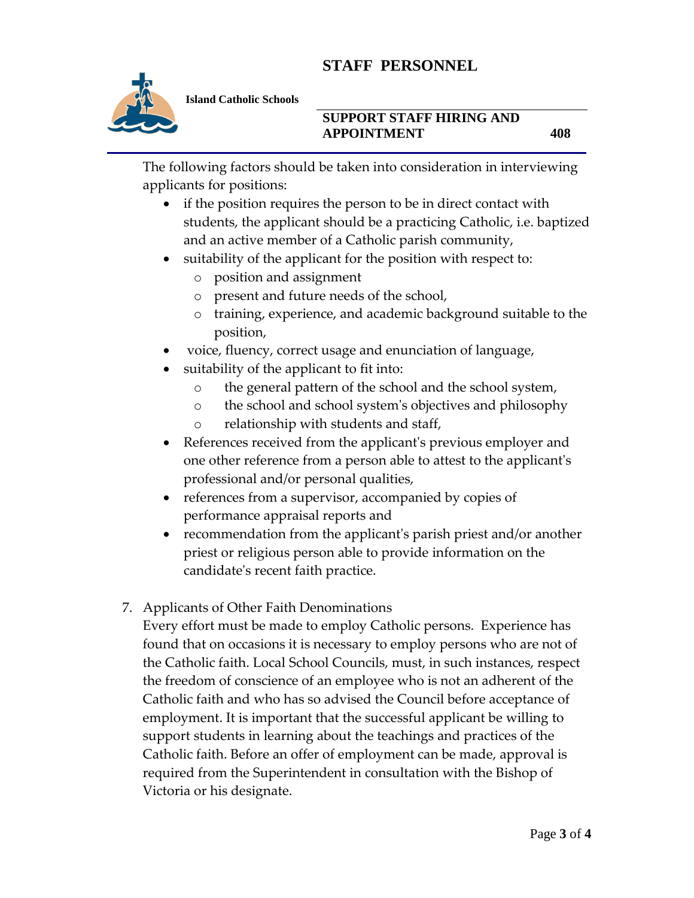The following factors should be taken into consideration in interviewing applicants for positions:

- if the position requires the person to be in direct contact with students, the applicant should be a practicing Catholic, i.e. baptized and an active member of a Catholic parish community,
- suitability of the applicant for the position with respect to:
  - position and assignment
  - present and future needs of the school,
  - training, experience, and academic background suitable to the position,
- voice, fluency, correct usage and enunciation of language,
- suitability of the applicant to fit into:
  - the general pattern of the school and the school system,
  - the school and school system's objectives and philosophy
  - relationship with students and staff,
- References received from the applicant's previous employer and one other reference from a person able to attest to the applicant's professional and/or personal qualities,
- references from a supervisor, accompanied by copies of performance appraisal reports and
- recommendation from the applicant's parish priest and/or another priest or religious person able to provide information on the candidate's recent faith practice.

7. Applicants of Other Faith Denominations

   Every effort must be made to employ Catholic persons. Experience has found that on occasions it is necessary to employ persons who are not of the Catholic faith. Local School Councils, must, in such instances, respect the freedom of conscience of an employee who is not an adherent of the Catholic faith and who has so advised the Council before acceptance of employment. It is important that the successful applicant be willing to support students in learning about the teachings and practices of the Catholic faith. Before an offer of employment can be made, approval is required from the Superintendent in consultation with the Bishop of Victoria or his designate.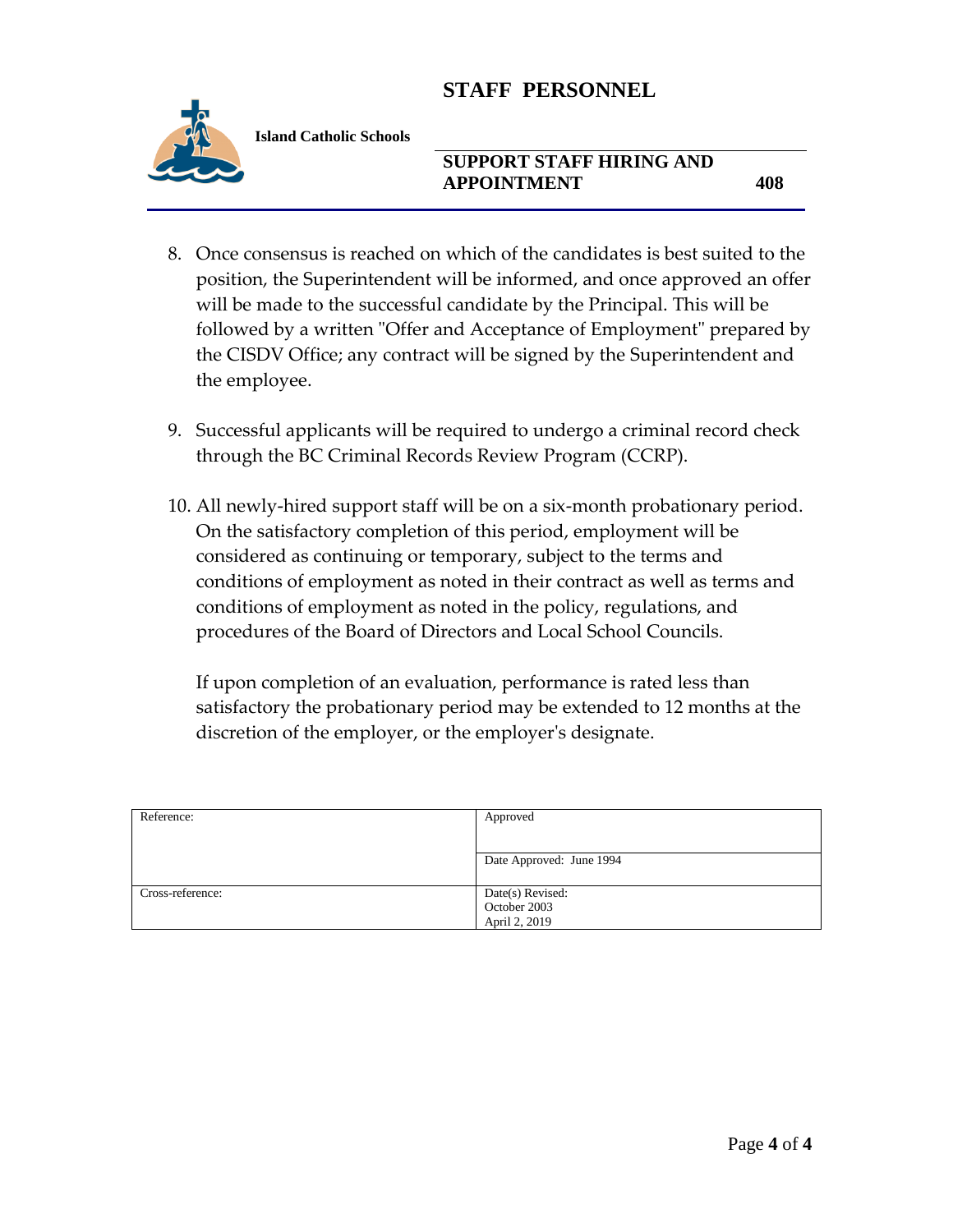8. Once consensus is reached on which of the candidates is best suited to the position, the Superintendent will be informed, and once approved an offer will be made to the successful candidate by the Principal. This will be followed by a written "Offer and Acceptance of Employment" prepared by the CISDV Office; any contract will be signed by the Superintendent and the employee.

9. Successful applicants will be required to undergo a criminal record check through the BC Criminal Records Review Program (CCRP).

10. All newly-hired support staff will be on a six-month probationary period. On the satisfactory completion of this period, employment will be considered as continuing or temporary, subject to the terms and conditions of employment as noted in their contract as well as terms and conditions of employment as noted in the policy, regulations, and procedures of the Board of Directors and Local School Councils.

    If upon completion of an evaluation, performance is rated less than satisfactory the probationary period may be extended to 12 months at the discretion of the employer, or the employer's designate.

| | |
|---|---|
| Reference: | Approved |
| | Date Approved: June 1994 |
| Cross-reference: | Date(s) Revised: October 2003 April 2, 2019 |